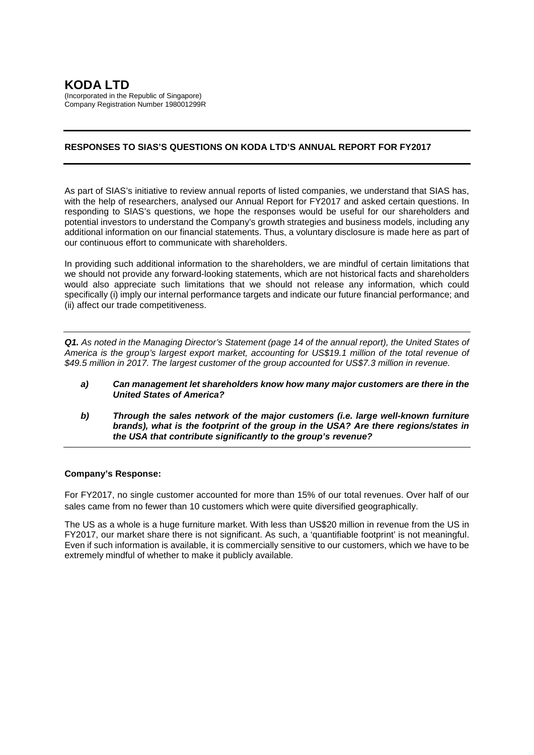# KODA LTD

(Incorporated in the Republic of Singapore)
Company Registration Number 198001299R

---

## RESPONSES TO SIAS'S QUESTIONS ON KODA LTD'S ANNUAL REPORT FOR FY2017

---

As part of SIAS's initiative to review annual reports of listed companies, we understand that SIAS has, with the help of researchers, analysed our Annual Report for FY2017 and asked certain questions. In responding to SIAS's questions, we hope the responses would be useful for our shareholders and potential investors to understand the Company's growth strategies and business models, including any additional information on our financial statements. Thus, a voluntary disclosure is made here as part of our continuous effort to communicate with shareholders.

In providing such additional information to the shareholders, we are mindful of certain limitations that we should not provide any forward-looking statements, which are not historical facts and shareholders would also appreciate such limitations that we should not release any information, which could specifically (i) imply our internal performance targets and indicate our future financial performance; and (ii) affect our trade competitiveness.

---

***Q1.*** *As noted in the Managing Director's Statement (page 14 of the annual report), the United States of America is the group's largest export market, accounting for US$19.1 million of the total revenue of $49.5 million in 2017. The largest customer of the group accounted for US$7.3 million in revenue.*

***a) Can management let shareholders know how many major customers are there in the United States of America?***

***b) Through the sales network of the major customers (i.e. large well-known furniture brands), what is the footprint of the group in the USA? Are there regions/states in the USA that contribute significantly to the group's revenue?***

---

**Company's Response:**

For FY2017, no single customer accounted for more than 15% of our total revenues. Over half of our sales came from no fewer than 10 customers which were quite diversified geographically.

The US as a whole is a huge furniture market. With less than US$20 million in revenue from the US in FY2017, our market share there is not significant. As such, a 'quantifiable footprint' is not meaningful. Even if such information is available, it is commercially sensitive to our customers, which we have to be extremely mindful of whether to make it publicly available.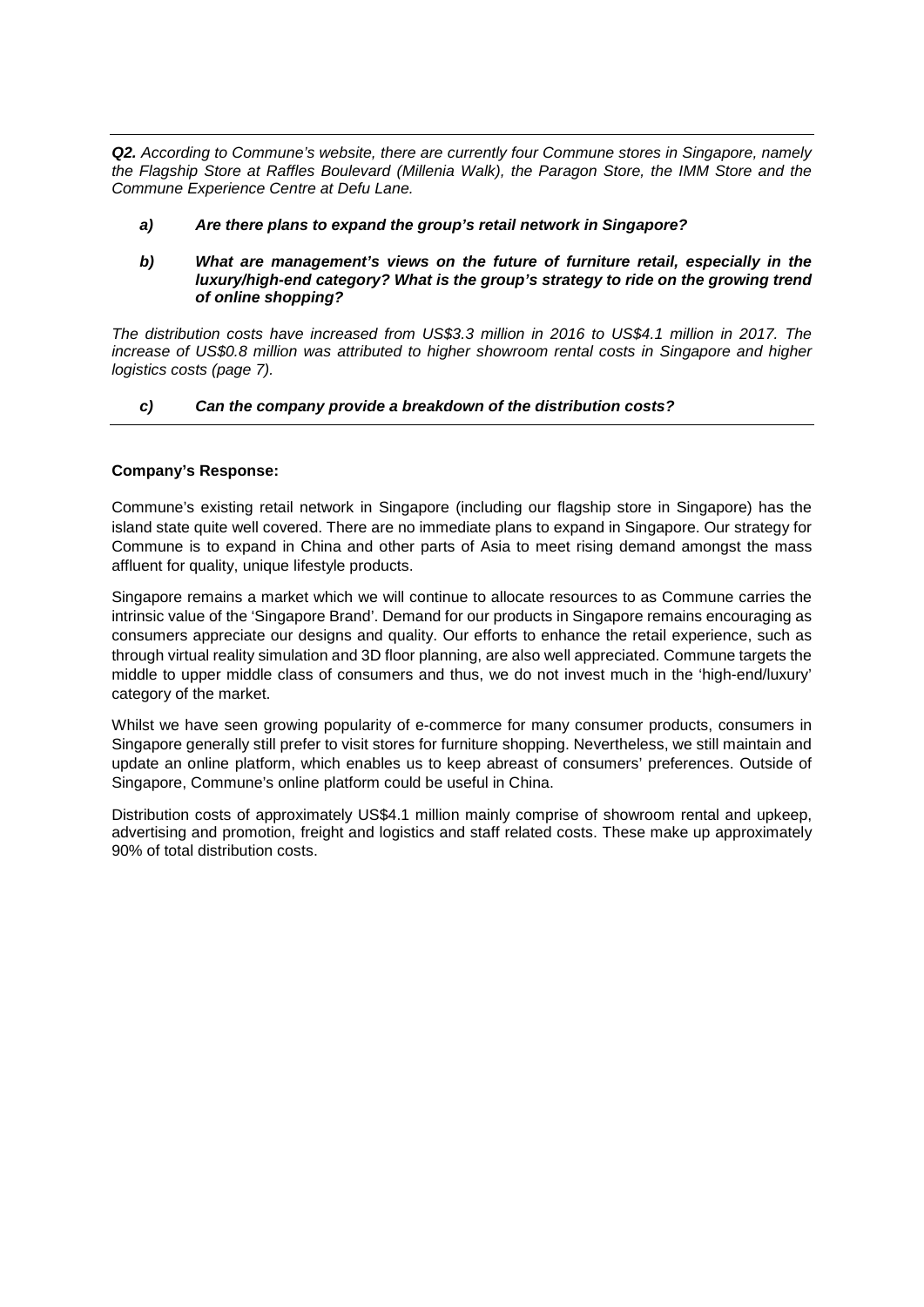***Q2.*** *According to Commune's website, there are currently four Commune stores in Singapore, namely the Flagship Store at Raffles Boulevard (Millenia Walk), the Paragon Store, the IMM Store and the Commune Experience Centre at Defu Lane.*

***a) Are there plans to expand the group's retail network in Singapore?***

***b) What are management's views on the future of furniture retail, especially in the luxury/high-end category? What is the group's strategy to ride on the growing trend of online shopping?***

*The distribution costs have increased from US$3.3 million in 2016 to US$4.1 million in 2017. The increase of US$0.8 million was attributed to higher showroom rental costs in Singapore and higher logistics costs (page 7).*

***c) Can the company provide a breakdown of the distribution costs?***

**Company's Response:**

Commune's existing retail network in Singapore (including our flagship store in Singapore) has the island state quite well covered. There are no immediate plans to expand in Singapore. Our strategy for Commune is to expand in China and other parts of Asia to meet rising demand amongst the mass affluent for quality, unique lifestyle products.

Singapore remains a market which we will continue to allocate resources to as Commune carries the intrinsic value of the 'Singapore Brand'. Demand for our products in Singapore remains encouraging as consumers appreciate our designs and quality. Our efforts to enhance the retail experience, such as through virtual reality simulation and 3D floor planning, are also well appreciated. Commune targets the middle to upper middle class of consumers and thus, we do not invest much in the 'high-end/luxury' category of the market.

Whilst we have seen growing popularity of e-commerce for many consumer products, consumers in Singapore generally still prefer to visit stores for furniture shopping. Nevertheless, we still maintain and update an online platform, which enables us to keep abreast of consumers' preferences. Outside of Singapore, Commune's online platform could be useful in China.

Distribution costs of approximately US$4.1 million mainly comprise of showroom rental and upkeep, advertising and promotion, freight and logistics and staff related costs. These make up approximately 90% of total distribution costs.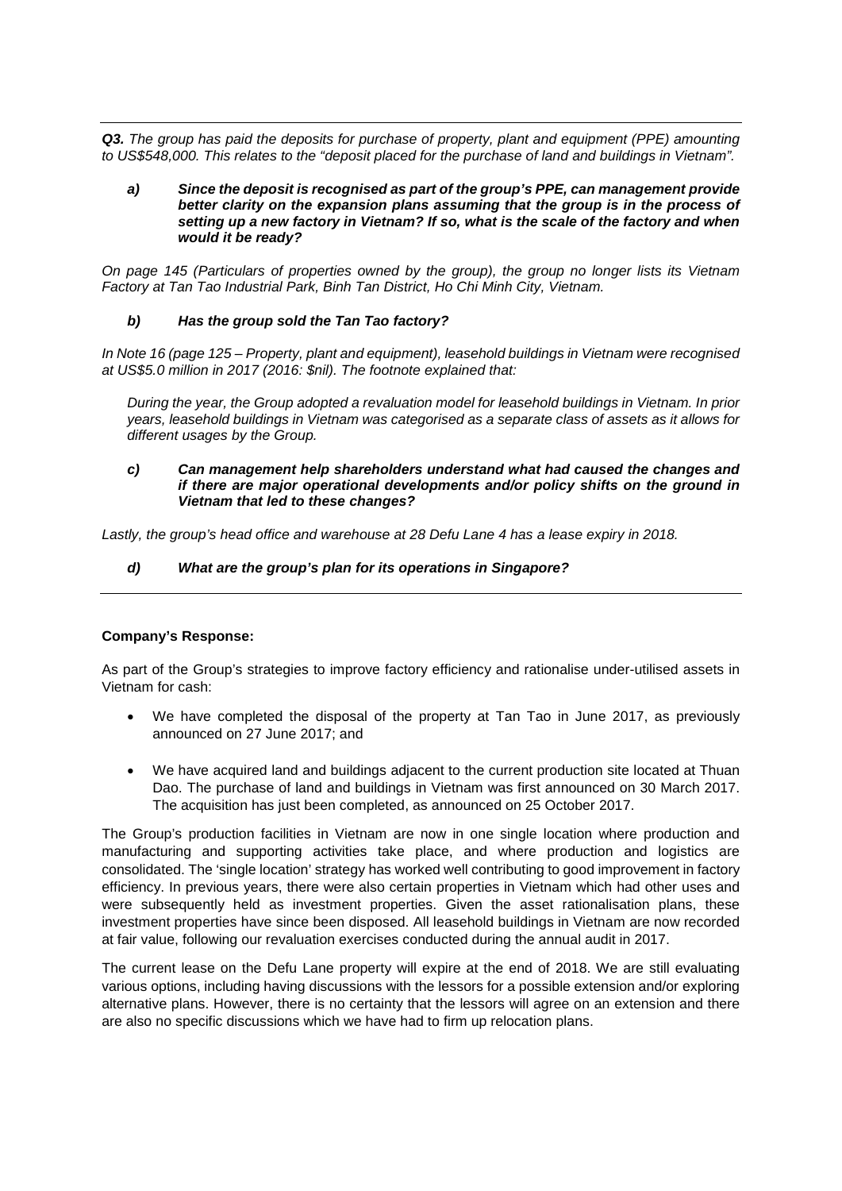***Q3.*** *The group has paid the deposits for purchase of property, plant and equipment (PPE) amounting to US$548,000. This relates to the "deposit placed for the purchase of land and buildings in Vietnam".*

***a) Since the deposit is recognised as part of the group's PPE, can management provide better clarity on the expansion plans assuming that the group is in the process of setting up a new factory in Vietnam? If so, what is the scale of the factory and when would it be ready?***

*On page 145 (Particulars of properties owned by the group), the group no longer lists its Vietnam Factory at Tan Tao Industrial Park, Binh Tan District, Ho Chi Minh City, Vietnam.*

***b) Has the group sold the Tan Tao factory?***

*In Note 16 (page 125 – Property, plant and equipment), leasehold buildings in Vietnam were recognised at US$5.0 million in 2017 (2016: $nil). The footnote explained that:*

> *During the year, the Group adopted a revaluation model for leasehold buildings in Vietnam. In prior years, leasehold buildings in Vietnam was categorised as a separate class of assets as it allows for different usages by the Group.*

***c) Can management help shareholders understand what had caused the changes and if there are major operational developments and/or policy shifts on the ground in Vietnam that led to these changes?***

*Lastly, the group's head office and warehouse at 28 Defu Lane 4 has a lease expiry in 2018.*

***d) What are the group's plan for its operations in Singapore?***

---

**Company's Response:**

As part of the Group's strategies to improve factory efficiency and rationalise under-utilised assets in Vietnam for cash:

- We have completed the disposal of the property at Tan Tao in June 2017, as previously announced on 27 June 2017; and
- We have acquired land and buildings adjacent to the current production site located at Thuan Dao. The purchase of land and buildings in Vietnam was first announced on 30 March 2017. The acquisition has just been completed, as announced on 25 October 2017.

The Group's production facilities in Vietnam are now in one single location where production and manufacturing and supporting activities take place, and where production and logistics are consolidated. The 'single location' strategy has worked well contributing to good improvement in factory efficiency. In previous years, there were also certain properties in Vietnam which had other uses and were subsequently held as investment properties. Given the asset rationalisation plans, these investment properties have since been disposed. All leasehold buildings in Vietnam are now recorded at fair value, following our revaluation exercises conducted during the annual audit in 2017.

The current lease on the Defu Lane property will expire at the end of 2018. We are still evaluating various options, including having discussions with the lessors for a possible extension and/or exploring alternative plans. However, there is no certainty that the lessors will agree on an extension and there are also no specific discussions which we have had to firm up relocation plans.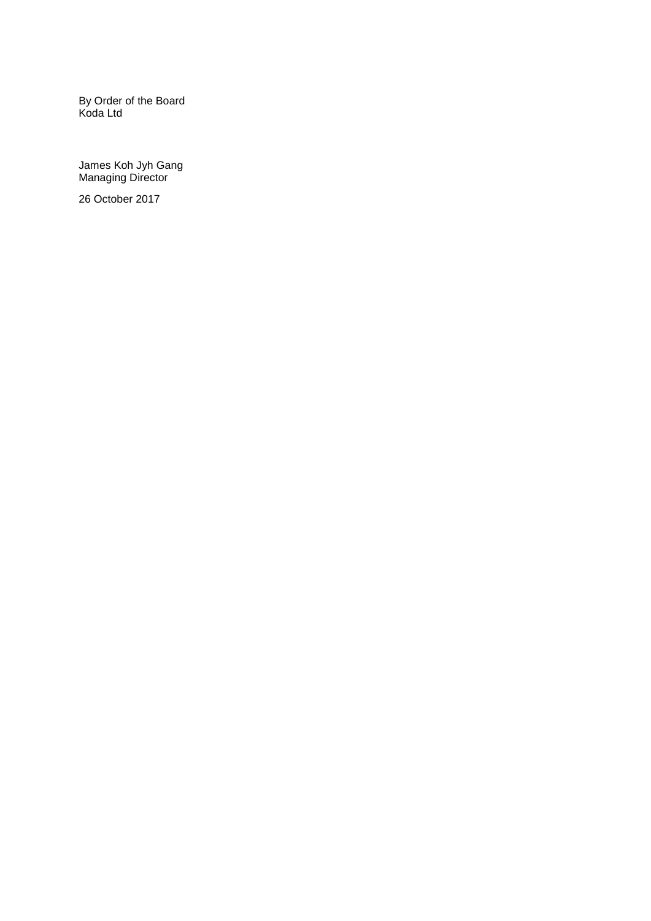By Order of the Board
Koda Ltd

James Koh Jyh Gang
Managing Director

26 October 2017